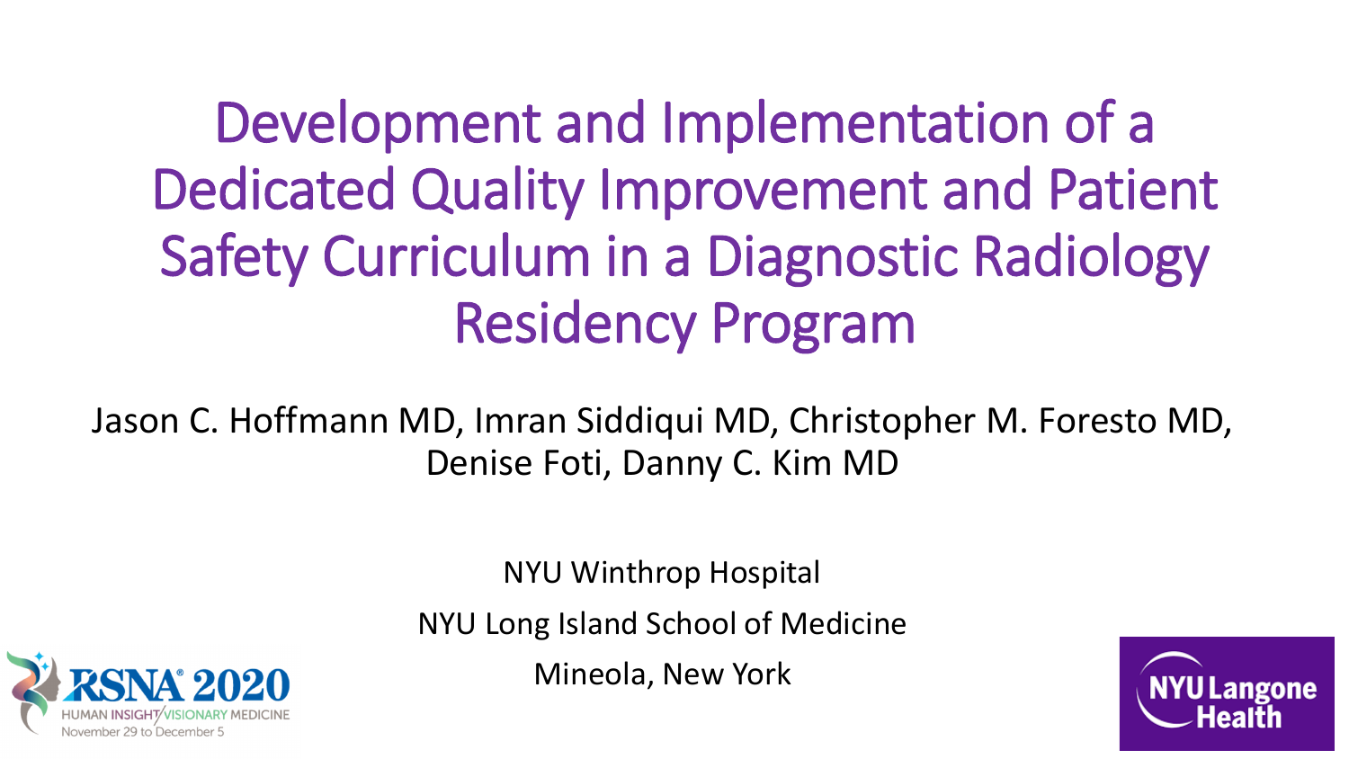# Development and Implementation of a Dedicated Quality Improvement and Patient Safety Curriculum in a Diagnostic Radiology Residency Program

Jason C. Hoffmann MD, Imran Siddiqui MD, Christopher M. Foresto MD, Denise Foti, Danny C. Kim MD

NYU Winthrop Hospital

NYU Long Island School of Medicine

Mineola, New York

RSNA 2020
HUMAN INSIGHT/VISIONARY MEDICINE
November 29 to December 5

NYU Langone Health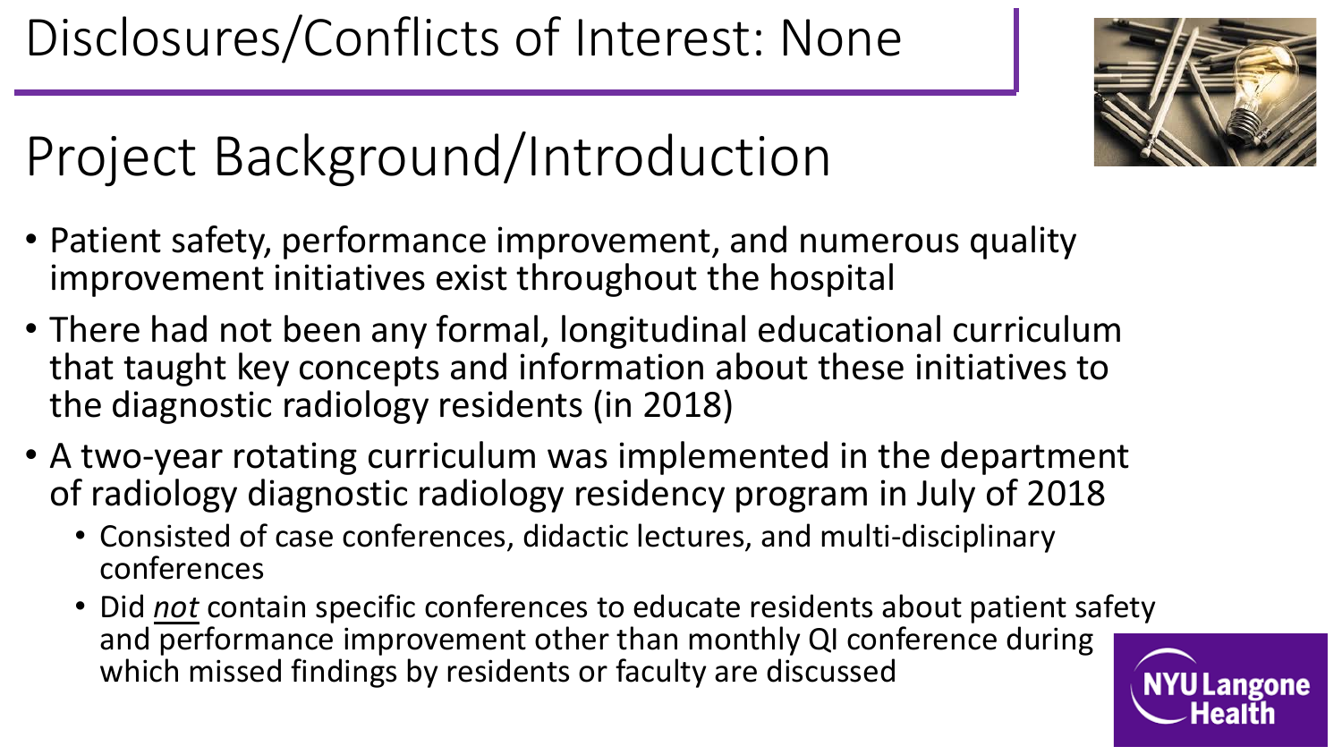# Disclosures/Conflicts of Interest: None

# Project Background/Introduction

- Patient safety, performance improvement, and numerous quality improvement initiatives exist throughout the hospital
- There had not been any formal, longitudinal educational curriculum that taught key concepts and information about these initiatives to the diagnostic radiology residents (in 2018)
- A two-year rotating curriculum was implemented in the department of radiology diagnostic radiology residency program in July of 2018
  - Consisted of case conferences, didactic lectures, and multi-disciplinary conferences
  - Did ***not*** contain specific conferences to educate residents about patient safety and performance improvement other than monthly QI conference during which missed findings by residents or faculty are discussed

NYU Langone Health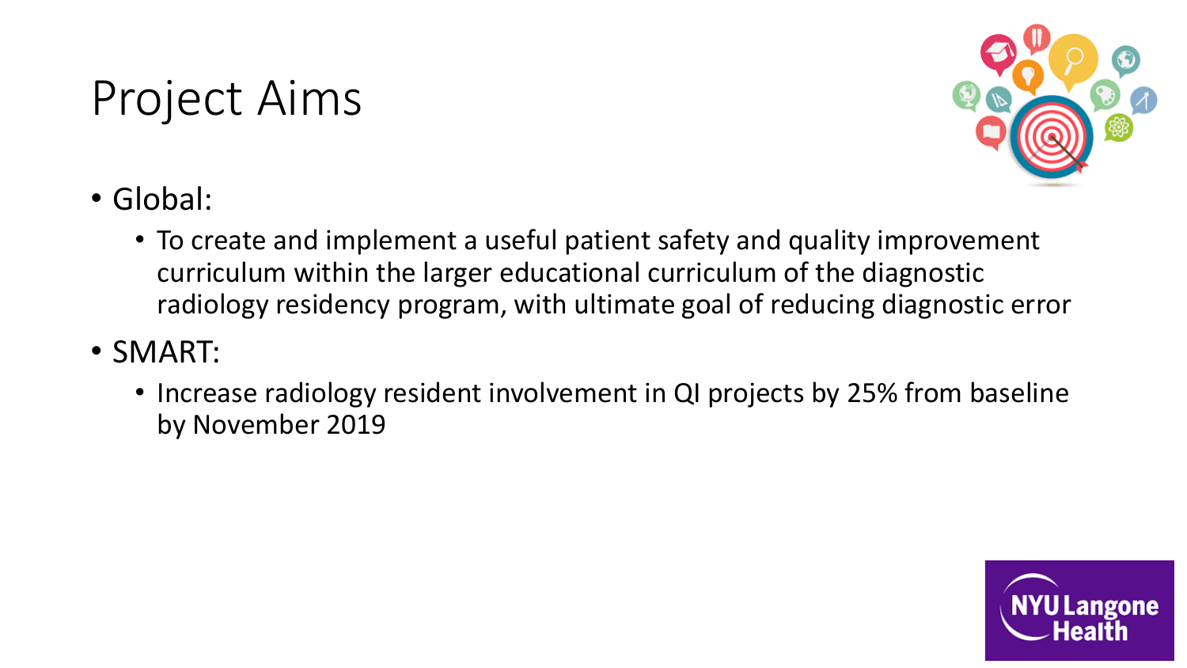# Project Aims

- Global:
  - To create and implement a useful patient safety and quality improvement curriculum within the larger educational curriculum of the diagnostic radiology residency program, with ultimate goal of reducing diagnostic error
- SMART:
  - Increase radiology resident involvement in QI projects by 25% from baseline by November 2019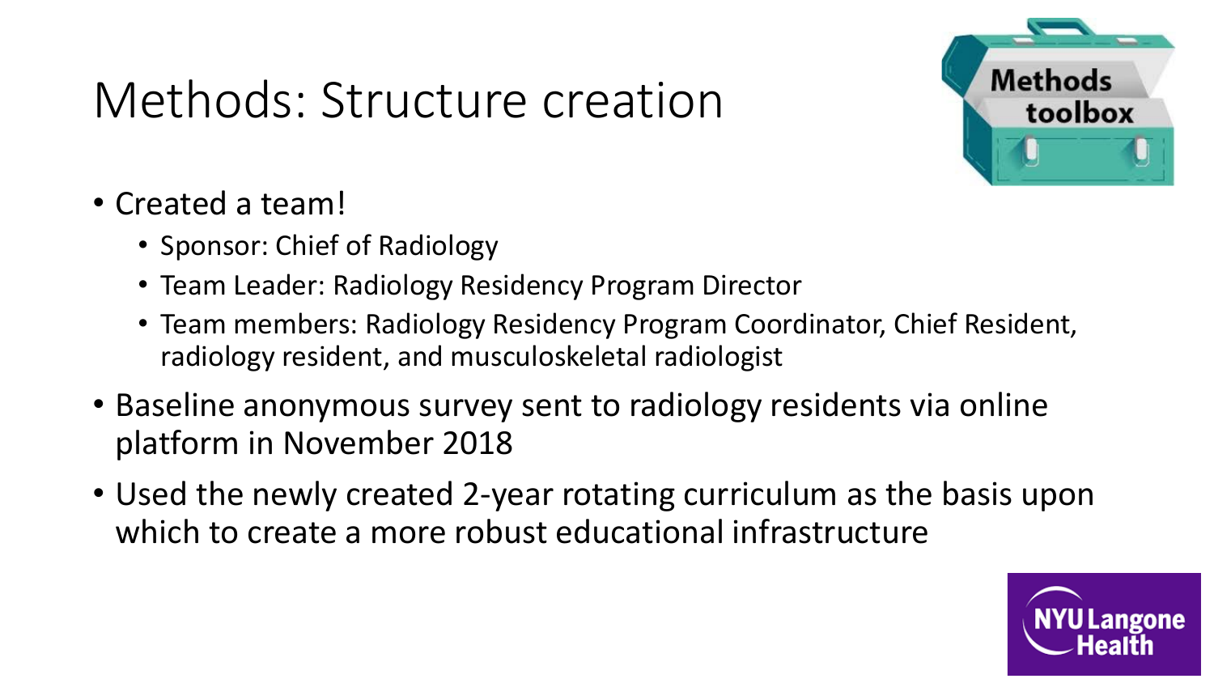# Methods: Structure creation

- Created a team!
  - Sponsor: Chief of Radiology
  - Team Leader: Radiology Residency Program Director
  - Team members: Radiology Residency Program Coordinator, Chief Resident, radiology resident, and musculoskeletal radiologist
- Baseline anonymous survey sent to radiology residents via online platform in November 2018
- Used the newly created 2-year rotating curriculum as the basis upon which to create a more robust educational infrastructure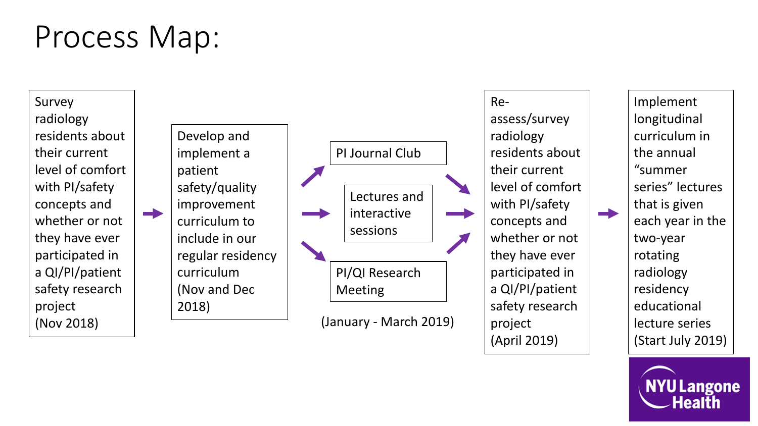# Process Map:

1. **Survey radiology residents about their current level of comfort with PI/safety concepts and whether or not they have ever participated in a QI/PI/patient safety research project (Nov 2018)**

→

2. **Develop and implement a patient safety/quality improvement curriculum to include in our regular residency curriculum (Nov and Dec 2018)**

→

3. **(January - March 2019)**
   - PI Journal Club
   - Lectures and interactive sessions
   - PI/QI Research Meeting

→

4. **Re-assess/survey radiology residents about their current level of comfort with PI/safety concepts and whether or not they have ever participated in a QI/PI/patient safety research project (April 2019)**

→

5. **Implement longitudinal curriculum in the annual "summer series" lectures that is given each year in the two-year rotating radiology residency educational lecture series (Start July 2019)**

NYU Langone Health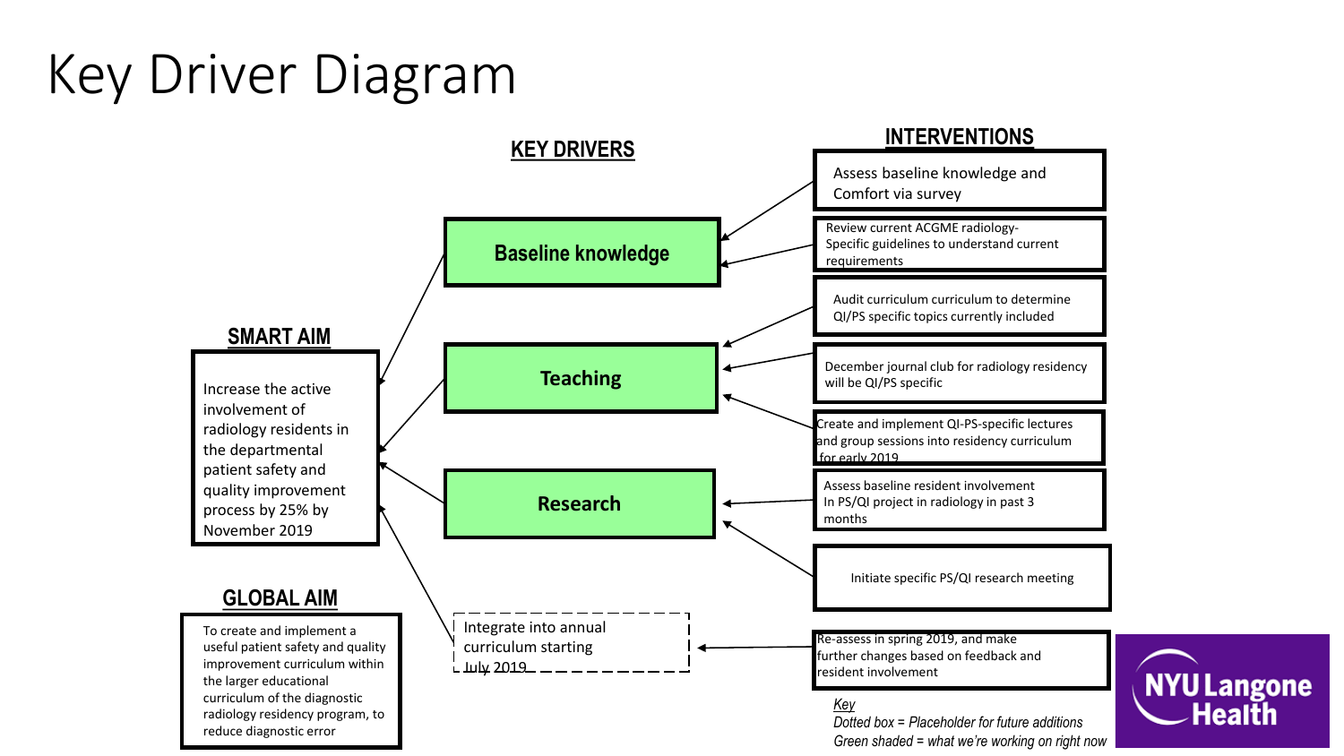# Key Driver Diagram

## SMART AIM

Increase the active involvement of radiology residents in the departmental patient safety and quality improvement process by 25% by November 2019

## GLOBAL AIM

To create and implement a useful patient safety and quality improvement curriculum within the larger educational curriculum of the diagnostic radiology residency program, to reduce diagnostic error

## KEY DRIVERS

- **Baseline knowledge**
- **Teaching**
- **Research**
- Integrate into annual curriculum starting July 2019

## INTERVENTIONS

- Baseline knowledge:
  - Assess baseline knowledge and Comfort via survey
  - Review current ACGME radiology-Specific guidelines to understand current requirements
- Teaching:
  - Audit curriculum curriculum to determine QI/PS specific topics currently included
  - December journal club for radiology residency will be QI/PS specific
  - Create and implement QI-PS-specific lectures and group sessions into residency curriculum for early 2019
- Research:
  - Assess baseline resident involvement In PS/QI project in radiology in past 3 months
  - Initiate specific PS/QI research meeting
- Integrate into annual curriculum starting July 2019:
  - Re-assess in spring 2019, and make further changes based on feedback and resident involvement

*Key*
*Dotted box = Placeholder for future additions*
*Green shaded = what we're working on right now*

NYU Langone Health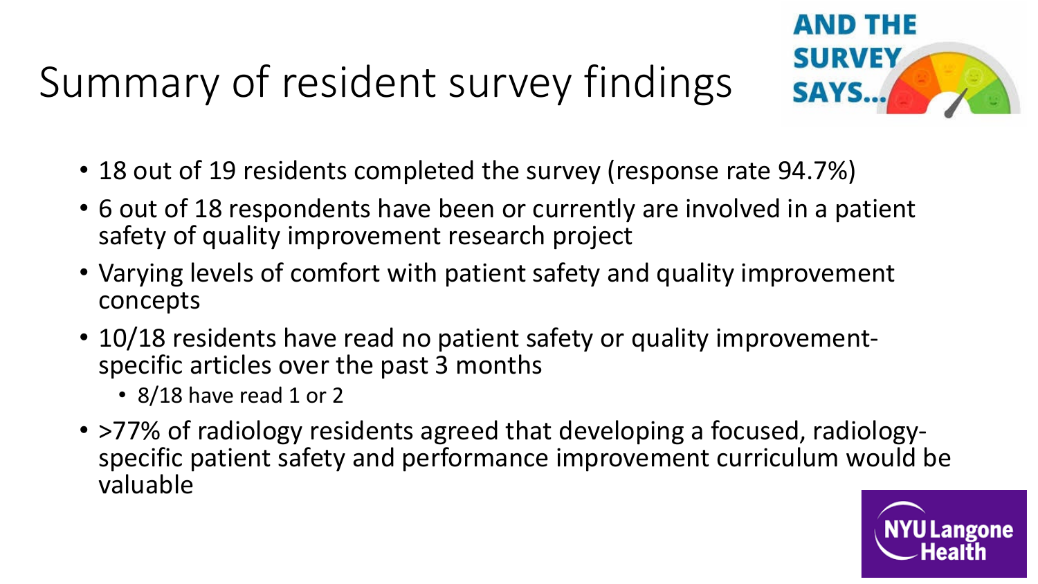# Summary of resident survey findings

- 18 out of 19 residents completed the survey (response rate 94.7%)
- 6 out of 18 respondents have been or currently are involved in a patient safety of quality improvement research project
- Varying levels of comfort with patient safety and quality improvement concepts
- 10/18 residents have read no patient safety or quality improvement-specific articles over the past 3 months
  - 8/18 have read 1 or 2
- >77% of radiology residents agreed that developing a focused, radiology-specific patient safety and performance improvement curriculum would be valuable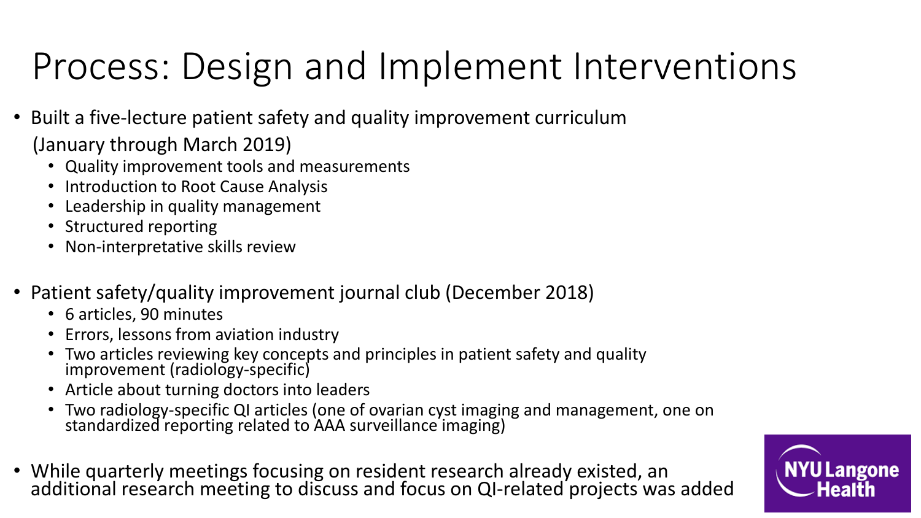# Process: Design and Implement Interventions

- Built a five-lecture patient safety and quality improvement curriculum (January through March 2019)
  - Quality improvement tools and measurements
  - Introduction to Root Cause Analysis
  - Leadership in quality management
  - Structured reporting
  - Non-interpretative skills review

- Patient safety/quality improvement journal club (December 2018)
  - 6 articles, 90 minutes
  - Errors, lessons from aviation industry
  - Two articles reviewing key concepts and principles in patient safety and quality improvement (radiology-specific)
  - Article about turning doctors into leaders
  - Two radiology-specific QI articles (one of ovarian cyst imaging and management, one on standardized reporting related to AAA surveillance imaging)

- While quarterly meetings focusing on resident research already existed, an additional research meeting to discuss and focus on QI-related projects was added

NYU Langone Health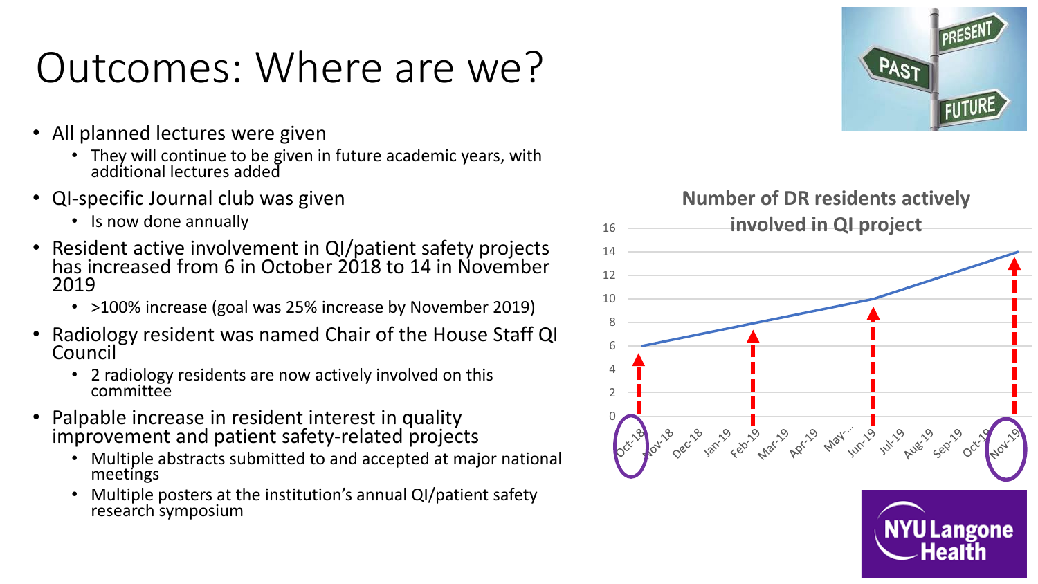# Outcomes: Where are we?

- All planned lectures were given
  - They will continue to be given in future academic years, with additional lectures added
- QI-specific Journal club was given
  - Is now done annually
- Resident active involvement in QI/patient safety projects has increased from 6 in October 2018 to 14 in November 2019
  - >100% increase (goal was 25% increase by November 2019)
- Radiology resident was named Chair of the House Staff QI Council
  - 2 radiology residents are now actively involved on this committee
- Palpable increase in resident interest in quality improvement and patient safety-related projects
  - Multiple abstracts submitted to and accepted at major national meetings
  - Multiple posters at the institution's annual QI/patient safety research symposium

**Number of DR residents actively involved in QI project**

| Month | Residents |
| --- | --- |
| Oct-18 | 6 |
| Feb-19 | 8 |
| Jun-19 | 10 |
| Nov-19 | 14 |

NYU Langone Health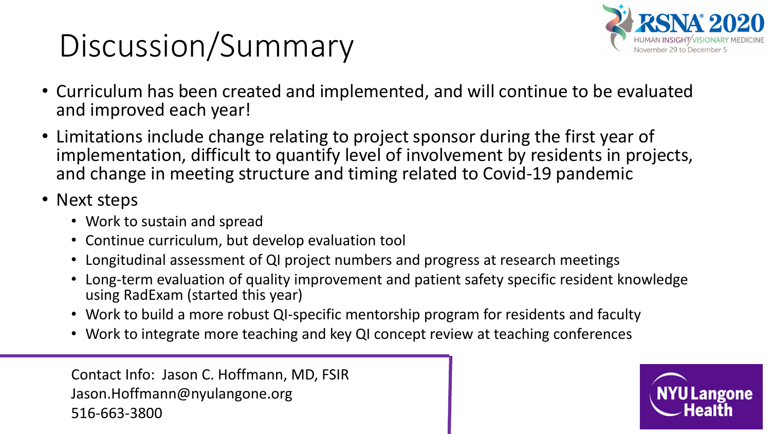# Discussion/Summary

- Curriculum has been created and implemented, and will continue to be evaluated and improved each year!
- Limitations include change relating to project sponsor during the first year of implementation, difficult to quantify level of involvement by residents in projects, and change in meeting structure and timing related to Covid-19 pandemic
- Next steps
  - Work to sustain and spread
  - Continue curriculum, but develop evaluation tool
  - Longitudinal assessment of QI project numbers and progress at research meetings
  - Long-term evaluation of quality improvement and patient safety specific resident knowledge using RadExam (started this year)
  - Work to build a more robust QI-specific mentorship program for residents and faculty
  - Work to integrate more teaching and key QI concept review at teaching conferences

Contact Info: Jason C. Hoffmann, MD, FSIR
Jason.Hoffmann@nyulangone.org
516-663-3800